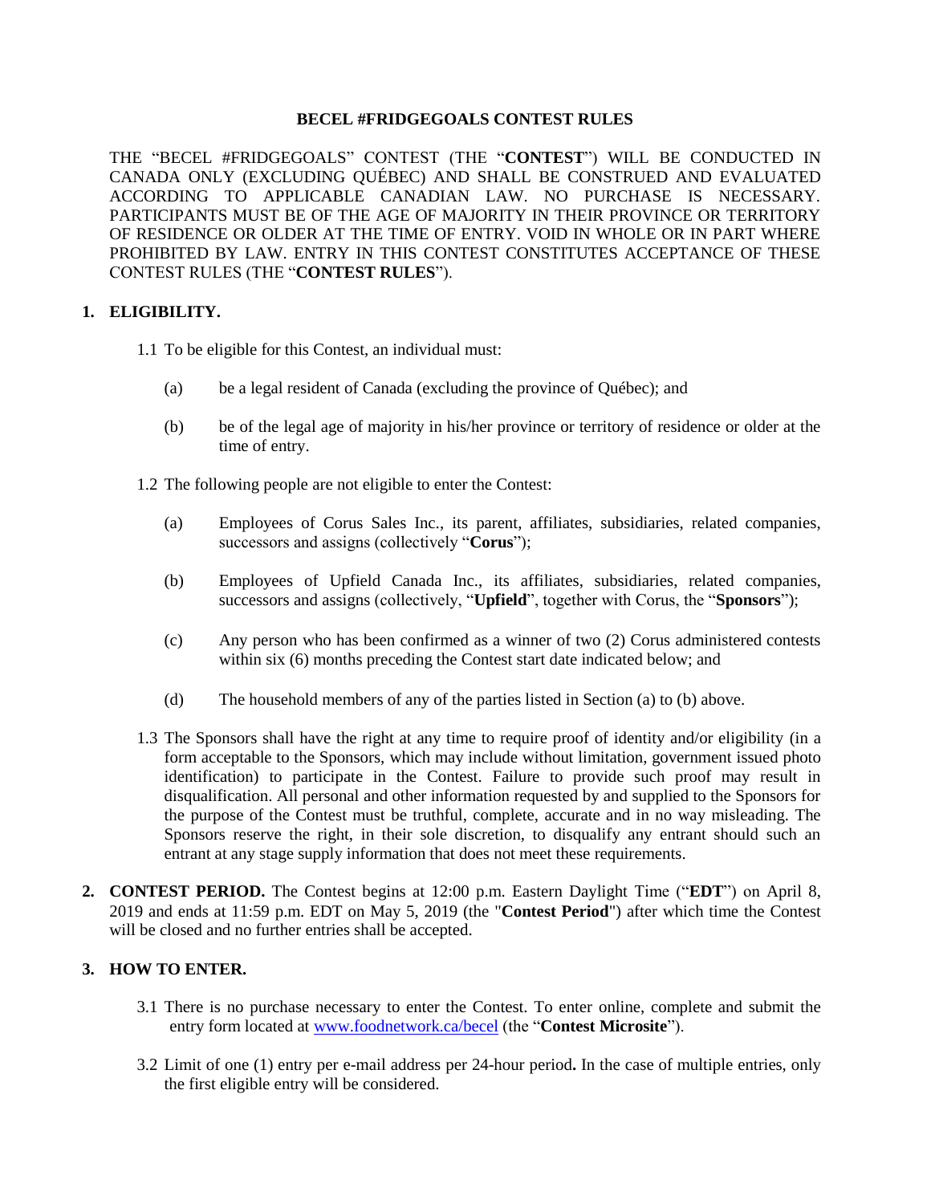# BECEL #FRIDGEGOALS CONTEST RULES

THE "BECEL #FRIDGEGOALS" CONTEST (THE "**CONTEST**") WILL BE CONDUCTED IN CANADA ONLY (EXCLUDING QUÉBEC) AND SHALL BE CONSTRUED AND EVALUATED ACCORDING TO APPLICABLE CANADIAN LAW. NO PURCHASE IS NECESSARY. PARTICIPANTS MUST BE OF THE AGE OF MAJORITY IN THEIR PROVINCE OR TERRITORY OF RESIDENCE OR OLDER AT THE TIME OF ENTRY. VOID IN WHOLE OR IN PART WHERE PROHIBITED BY LAW. ENTRY IN THIS CONTEST CONSTITUTES ACCEPTANCE OF THESE CONTEST RULES (THE "**CONTEST RULES**").

## 1. ELIGIBILITY.

1.1 To be eligible for this Contest, an individual must:

(a) be a legal resident of Canada (excluding the province of Québec); and

(b) be of the legal age of majority in his/her province or territory of residence or older at the time of entry.

1.2 The following people are not eligible to enter the Contest:

(a) Employees of Corus Sales Inc., its parent, affiliates, subsidiaries, related companies, successors and assigns (collectively "**Corus**");

(b) Employees of Upfield Canada Inc., its affiliates, subsidiaries, related companies, successors and assigns (collectively, "**Upfield**", together with Corus, the "**Sponsors**");

(c) Any person who has been confirmed as a winner of two (2) Corus administered contests within six (6) months preceding the Contest start date indicated below; and

(d) The household members of any of the parties listed in Section (a) to (b) above.

1.3 The Sponsors shall have the right at any time to require proof of identity and/or eligibility (in a form acceptable to the Sponsors, which may include without limitation, government issued photo identification) to participate in the Contest. Failure to provide such proof may result in disqualification. All personal and other information requested by and supplied to the Sponsors for the purpose of the Contest must be truthful, complete, accurate and in no way misleading. The Sponsors reserve the right, in their sole discretion, to disqualify any entrant should such an entrant at any stage supply information that does not meet these requirements.

## 2. CONTEST PERIOD.

The Contest begins at 12:00 p.m. Eastern Daylight Time ("**EDT**") on April 8, 2019 and ends at 11:59 p.m. EDT on May 5, 2019 (the "**Contest Period**") after which time the Contest will be closed and no further entries shall be accepted.

## 3. HOW TO ENTER.

3.1 There is no purchase necessary to enter the Contest. To enter online, complete and submit the entry form located at [www.foodnetwork.ca/becel](www.foodnetwork.ca/becel) (the "**Contest Microsite**").

3.2 Limit of one (1) entry per e-mail address per 24-hour period**.** In the case of multiple entries, only the first eligible entry will be considered.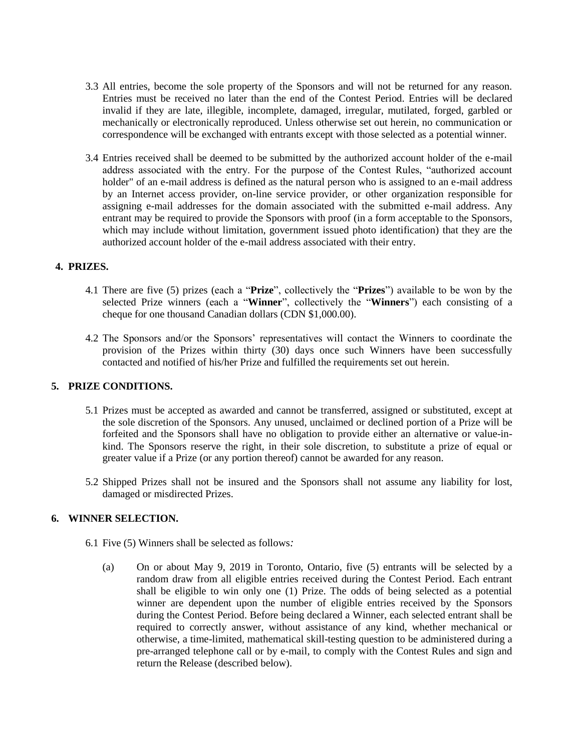3.3 All entries, become the sole property of the Sponsors and will not be returned for any reason. Entries must be received no later than the end of the Contest Period. Entries will be declared invalid if they are late, illegible, incomplete, damaged, irregular, mutilated, forged, garbled or mechanically or electronically reproduced. Unless otherwise set out herein, no communication or correspondence will be exchanged with entrants except with those selected as a potential winner.

3.4 Entries received shall be deemed to be submitted by the authorized account holder of the e-mail address associated with the entry. For the purpose of the Contest Rules, "authorized account holder" of an e-mail address is defined as the natural person who is assigned to an e-mail address by an Internet access provider, on-line service provider, or other organization responsible for assigning e-mail addresses for the domain associated with the submitted e-mail address. Any entrant may be required to provide the Sponsors with proof (in a form acceptable to the Sponsors, which may include without limitation, government issued photo identification) that they are the authorized account holder of the e-mail address associated with their entry.

## 4. PRIZES.

4.1 There are five (5) prizes (each a "**Prize**", collectively the "**Prizes**") available to be won by the selected Prize winners (each a "**Winner**", collectively the "**Winners**") each consisting of a cheque for one thousand Canadian dollars (CDN $1,000.00).

4.2 The Sponsors and/or the Sponsors' representatives will contact the Winners to coordinate the provision of the Prizes within thirty (30) days once such Winners have been successfully contacted and notified of his/her Prize and fulfilled the requirements set out herein.

## 5. PRIZE CONDITIONS.

5.1 Prizes must be accepted as awarded and cannot be transferred, assigned or substituted, except at the sole discretion of the Sponsors. Any unused, unclaimed or declined portion of a Prize will be forfeited and the Sponsors shall have no obligation to provide either an alternative or value-in-kind. The Sponsors reserve the right, in their sole discretion, to substitute a prize of equal or greater value if a Prize (or any portion thereof) cannot be awarded for any reason.

5.2 Shipped Prizes shall not be insured and the Sponsors shall not assume any liability for lost, damaged or misdirected Prizes.

## 6. WINNER SELECTION.

6.1 Five (5) Winners shall be selected as follows*:*

(a) On or about May 9, 2019 in Toronto, Ontario, five (5) entrants will be selected by a random draw from all eligible entries received during the Contest Period. Each entrant shall be eligible to win only one (1) Prize. The odds of being selected as a potential winner are dependent upon the number of eligible entries received by the Sponsors during the Contest Period. Before being declared a Winner, each selected entrant shall be required to correctly answer, without assistance of any kind, whether mechanical or otherwise, a time-limited, mathematical skill-testing question to be administered during a pre-arranged telephone call or by e-mail, to comply with the Contest Rules and sign and return the Release (described below).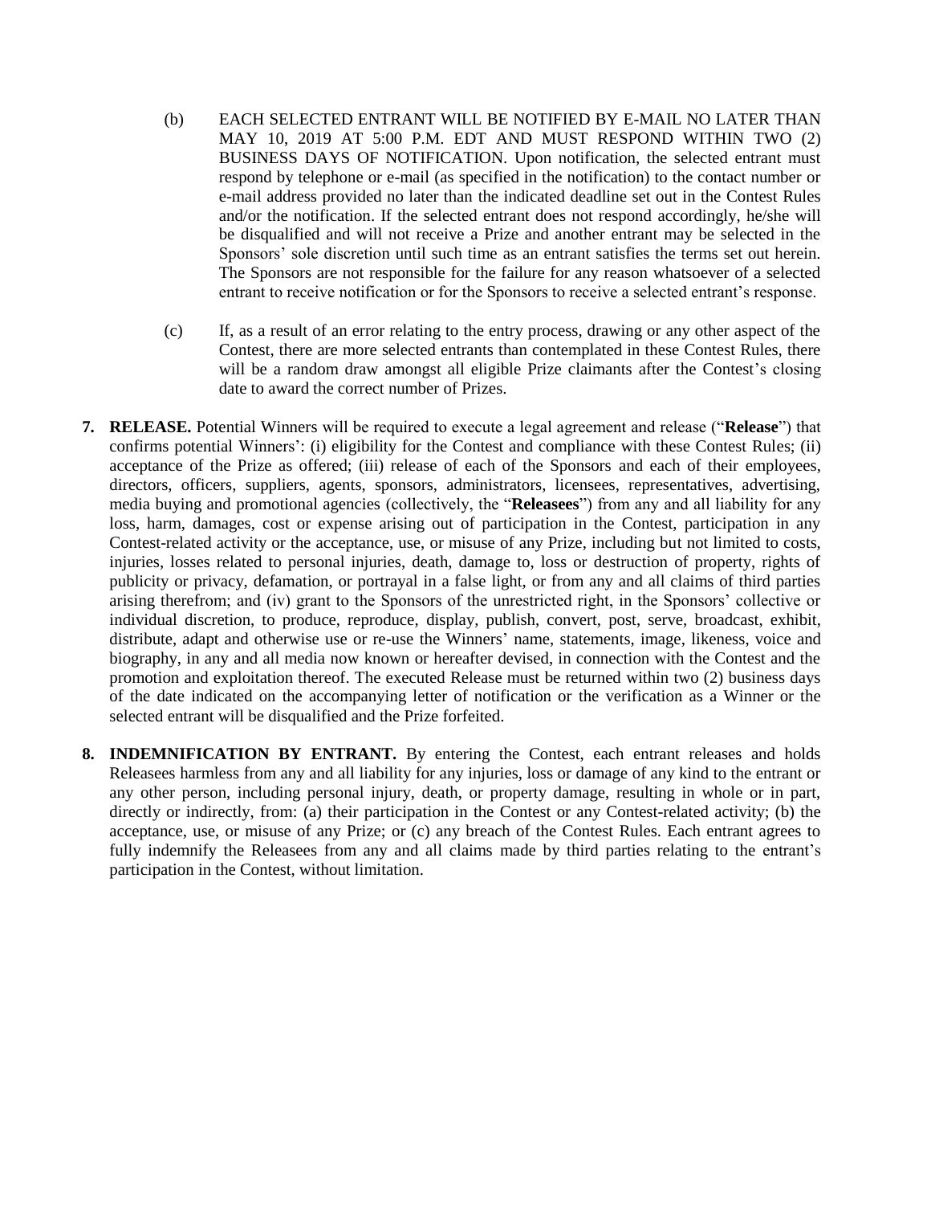(b) EACH SELECTED ENTRANT WILL BE NOTIFIED BY E-MAIL NO LATER THAN MAY 10, 2019 AT 5:00 P.M. EDT AND MUST RESPOND WITHIN TWO (2) BUSINESS DAYS OF NOTIFICATION. Upon notification, the selected entrant must respond by telephone or e-mail (as specified in the notification) to the contact number or e-mail address provided no later than the indicated deadline set out in the Contest Rules and/or the notification. If the selected entrant does not respond accordingly, he/she will be disqualified and will not receive a Prize and another entrant may be selected in the Sponsors' sole discretion until such time as an entrant satisfies the terms set out herein. The Sponsors are not responsible for the failure for any reason whatsoever of a selected entrant to receive notification or for the Sponsors to receive a selected entrant's response.

(c) If, as a result of an error relating to the entry process, drawing or any other aspect of the Contest, there are more selected entrants than contemplated in these Contest Rules, there will be a random draw amongst all eligible Prize claimants after the Contest's closing date to award the correct number of Prizes.

**7. RELEASE.** Potential Winners will be required to execute a legal agreement and release ("**Release**") that confirms potential Winners': (i) eligibility for the Contest and compliance with these Contest Rules; (ii) acceptance of the Prize as offered; (iii) release of each of the Sponsors and each of their employees, directors, officers, suppliers, agents, sponsors, administrators, licensees, representatives, advertising, media buying and promotional agencies (collectively, the "**Releasees**") from any and all liability for any loss, harm, damages, cost or expense arising out of participation in the Contest, participation in any Contest-related activity or the acceptance, use, or misuse of any Prize, including but not limited to costs, injuries, losses related to personal injuries, death, damage to, loss or destruction of property, rights of publicity or privacy, defamation, or portrayal in a false light, or from any and all claims of third parties arising therefrom; and (iv) grant to the Sponsors of the unrestricted right, in the Sponsors' collective or individual discretion, to produce, reproduce, display, publish, convert, post, serve, broadcast, exhibit, distribute, adapt and otherwise use or re-use the Winners' name, statements, image, likeness, voice and biography, in any and all media now known or hereafter devised, in connection with the Contest and the promotion and exploitation thereof. The executed Release must be returned within two (2) business days of the date indicated on the accompanying letter of notification or the verification as a Winner or the selected entrant will be disqualified and the Prize forfeited.

**8. INDEMNIFICATION BY ENTRANT.** By entering the Contest, each entrant releases and holds Releasees harmless from any and all liability for any injuries, loss or damage of any kind to the entrant or any other person, including personal injury, death, or property damage, resulting in whole or in part, directly or indirectly, from: (a) their participation in the Contest or any Contest-related activity; (b) the acceptance, use, or misuse of any Prize; or (c) any breach of the Contest Rules. Each entrant agrees to fully indemnify the Releasees from any and all claims made by third parties relating to the entrant's participation in the Contest, without limitation.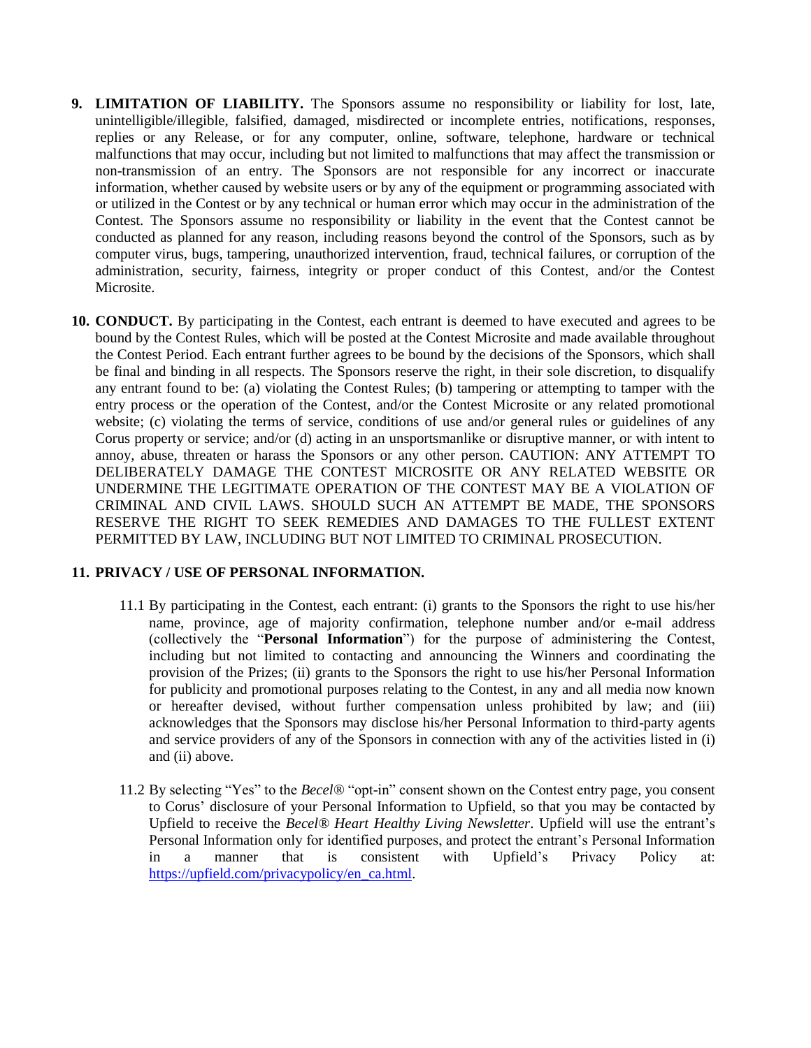9. **LIMITATION OF LIABILITY.** The Sponsors assume no responsibility or liability for lost, late, unintelligible/illegible, falsified, damaged, misdirected or incomplete entries, notifications, responses, replies or any Release, or for any computer, online, software, telephone, hardware or technical malfunctions that may occur, including but not limited to malfunctions that may affect the transmission or non-transmission of an entry. The Sponsors are not responsible for any incorrect or inaccurate information, whether caused by website users or by any of the equipment or programming associated with or utilized in the Contest or by any technical or human error which may occur in the administration of the Contest. The Sponsors assume no responsibility or liability in the event that the Contest cannot be conducted as planned for any reason, including reasons beyond the control of the Sponsors, such as by computer virus, bugs, tampering, unauthorized intervention, fraud, technical failures, or corruption of the administration, security, fairness, integrity or proper conduct of this Contest, and/or the Contest Microsite.

10. **CONDUCT.** By participating in the Contest, each entrant is deemed to have executed and agrees to be bound by the Contest Rules, which will be posted at the Contest Microsite and made available throughout the Contest Period. Each entrant further agrees to be bound by the decisions of the Sponsors, which shall be final and binding in all respects. The Sponsors reserve the right, in their sole discretion, to disqualify any entrant found to be: (a) violating the Contest Rules; (b) tampering or attempting to tamper with the entry process or the operation of the Contest, and/or the Contest Microsite or any related promotional website; (c) violating the terms of service, conditions of use and/or general rules or guidelines of any Corus property or service; and/or (d) acting in an unsportsmanlike or disruptive manner, or with intent to annoy, abuse, threaten or harass the Sponsors or any other person. CAUTION: ANY ATTEMPT TO DELIBERATELY DAMAGE THE CONTEST MICROSITE OR ANY RELATED WEBSITE OR UNDERMINE THE LEGITIMATE OPERATION OF THE CONTEST MAY BE A VIOLATION OF CRIMINAL AND CIVIL LAWS. SHOULD SUCH AN ATTEMPT BE MADE, THE SPONSORS RESERVE THE RIGHT TO SEEK REMEDIES AND DAMAGES TO THE FULLEST EXTENT PERMITTED BY LAW, INCLUDING BUT NOT LIMITED TO CRIMINAL PROSECUTION.

11. **PRIVACY / USE OF PERSONAL INFORMATION.**

    11.1 By participating in the Contest, each entrant: (i) grants to the Sponsors the right to use his/her name, province, age of majority confirmation, telephone number and/or e-mail address (collectively the "**Personal Information**") for the purpose of administering the Contest, including but not limited to contacting and announcing the Winners and coordinating the provision of the Prizes; (ii) grants to the Sponsors the right to use his/her Personal Information for publicity and promotional purposes relating to the Contest, in any and all media now known or hereafter devised, without further compensation unless prohibited by law; and (iii) acknowledges that the Sponsors may disclose his/her Personal Information to third-party agents and service providers of any of the Sponsors in connection with any of the activities listed in (i) and (ii) above.

    11.2 By selecting "Yes" to the *Becel®* "opt-in" consent shown on the Contest entry page, you consent to Corus' disclosure of your Personal Information to Upfield, so that you may be contacted by Upfield to receive the *Becel® Heart Healthy Living Newsletter*. Upfield will use the entrant's Personal Information only for identified purposes, and protect the entrant's Personal Information in a manner that is consistent with Upfield's Privacy Policy at: https://upfield.com/privacypolicy/en_ca.html.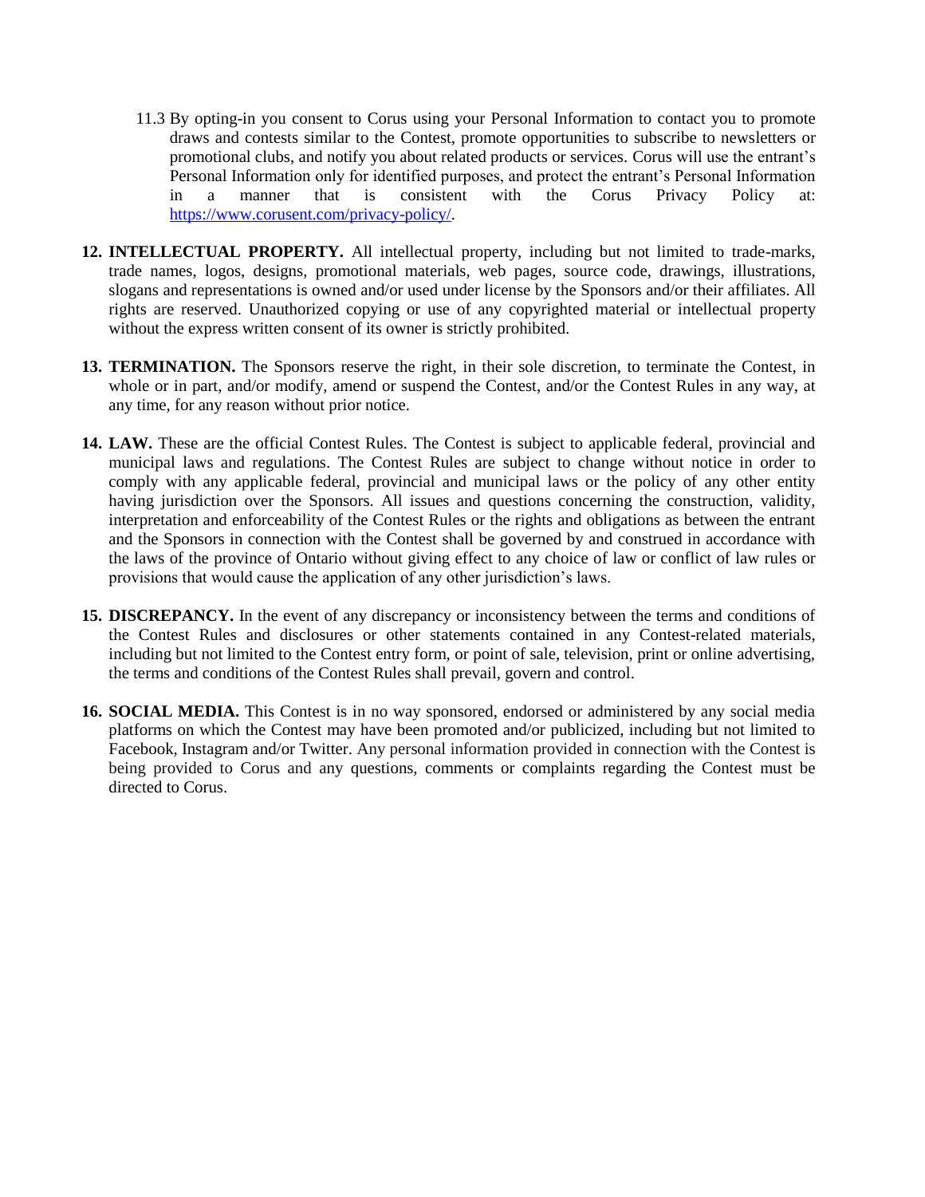11.3 By opting-in you consent to Corus using your Personal Information to contact you to promote draws and contests similar to the Contest, promote opportunities to subscribe to newsletters or promotional clubs, and notify you about related products or services. Corus will use the entrant's Personal Information only for identified purposes, and protect the entrant's Personal Information in a manner that is consistent with the Corus Privacy Policy at: [https://www.corusent.com/privacy-policy/](https://www.corusent.com/privacy-policy/).

**12. INTELLECTUAL PROPERTY.** All intellectual property, including but not limited to trade-marks, trade names, logos, designs, promotional materials, web pages, source code, drawings, illustrations, slogans and representations is owned and/or used under license by the Sponsors and/or their affiliates. All rights are reserved. Unauthorized copying or use of any copyrighted material or intellectual property without the express written consent of its owner is strictly prohibited.

**13. TERMINATION.** The Sponsors reserve the right, in their sole discretion, to terminate the Contest, in whole or in part, and/or modify, amend or suspend the Contest, and/or the Contest Rules in any way, at any time, for any reason without prior notice.

**14. LAW.** These are the official Contest Rules. The Contest is subject to applicable federal, provincial and municipal laws and regulations. The Contest Rules are subject to change without notice in order to comply with any applicable federal, provincial and municipal laws or the policy of any other entity having jurisdiction over the Sponsors. All issues and questions concerning the construction, validity, interpretation and enforceability of the Contest Rules or the rights and obligations as between the entrant and the Sponsors in connection with the Contest shall be governed by and construed in accordance with the laws of the province of Ontario without giving effect to any choice of law or conflict of law rules or provisions that would cause the application of any other jurisdiction's laws.

**15. DISCREPANCY.** In the event of any discrepancy or inconsistency between the terms and conditions of the Contest Rules and disclosures or other statements contained in any Contest-related materials, including but not limited to the Contest entry form, or point of sale, television, print or online advertising, the terms and conditions of the Contest Rules shall prevail, govern and control.

**16. SOCIAL MEDIA.** This Contest is in no way sponsored, endorsed or administered by any social media platforms on which the Contest may have been promoted and/or publicized, including but not limited to Facebook, Instagram and/or Twitter. Any personal information provided in connection with the Contest is being provided to Corus and any questions, comments or complaints regarding the Contest must be directed to Corus.